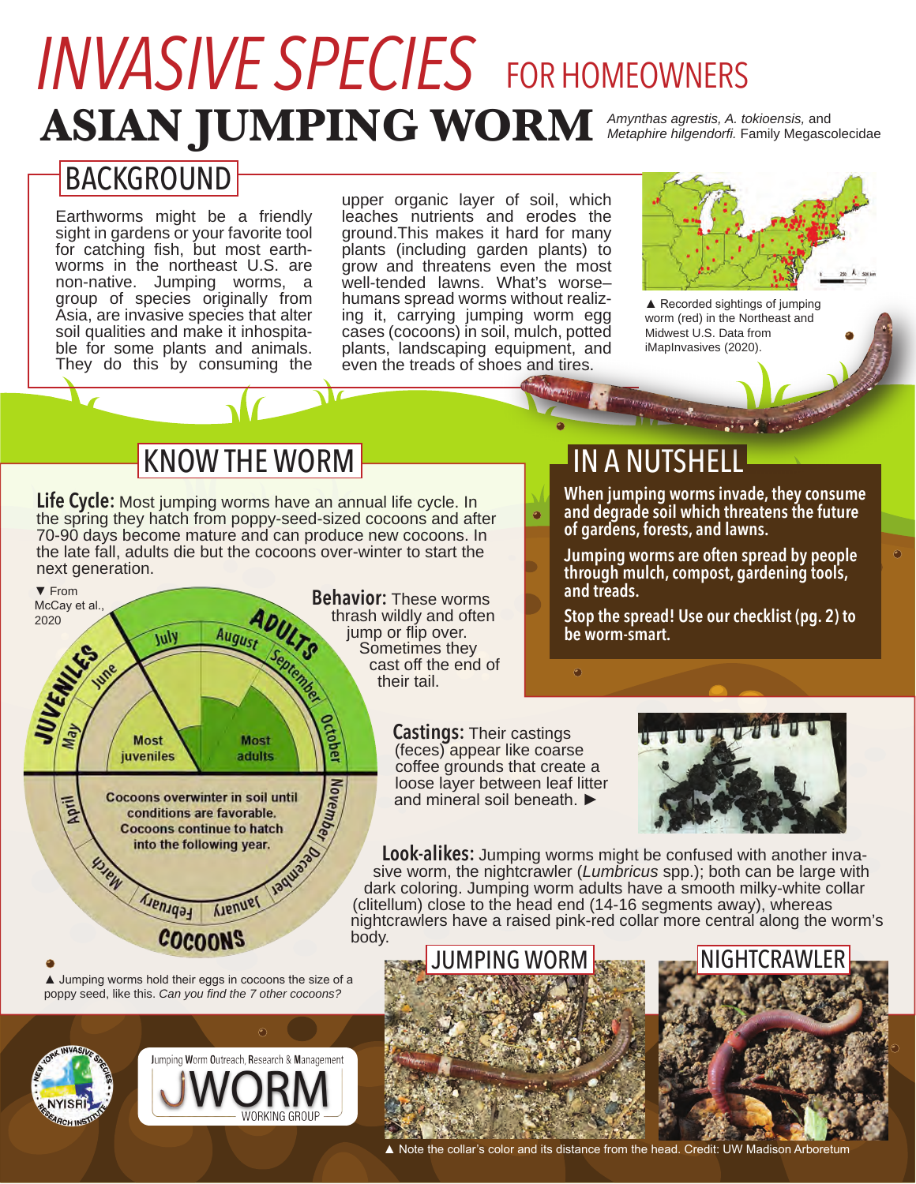# INVASIVE SPECIES FOR HOMEOWNERS

# ASIAN JUMPING WORM

*Amynthas agrestis, A. tokioensis,* and *Metaphire hilgendorfi.* Family Megascolecidae

## BACKGROUND

Earthworms might be a friendly sight in gardens or your favorite tool for catching fish, but most earthworms in the northeast U.S. are non-native. Jumping worms, a group of species originally from Asia, are invasive species that alter soil qualities and make it inhospitable for some plants and animals. They do this by consuming the upper organic layer of soil, which leaches nutrients and erodes the ground.This makes it hard for many plants (including garden plants) to grow and threatens even the most well-tended lawns. What's worse– humans spread worms without realizing it, carrying jumping worm egg cases (cocoons) in soil, mulch, potted plants, landscaping equipment, and even the treads of shoes and tires.

▲ Recorded sightings of jumping worm (red) in the Northeast and Midwest U.S. Data from iMapInvasives (2020).

## KNOW THE WORM

**Life Cycle:** Most jumping worms have an annual life cycle. In the spring they hatch from poppy-seed-sized cocoons and after 70-90 days become mature and can produce new cocoons. In the late fall, adults die but the cocoons over-winter to start the next generation.

▼ From McCay et al., 2020

JUVENILES: May, June, July — Most juveniles

ADULTS: August, September, October — Most adults

COCOONS: November, December, January, February, March, April — Cocoons overwinter in soil until conditions are favorable. Cocoons continue to hatch into the following year.

**Behavior:** These worms thrash wildly and often jump or flip over. Sometimes they cast off the end of their tail.

**Castings:** Their castings (feces) appear like coarse coffee grounds that create a loose layer between leaf litter and mineral soil beneath. ►

**Look-alikes:** Jumping worms might be confused with another invasive worm, the nightcrawler (*Lumbricus* spp.); both can be large with dark coloring. Jumping worm adults have a smooth milky-white collar (clitellum) close to the head end (14-16 segments away), whereas nightcrawlers have a raised pink-red collar more central along the worm's body.

▲ Jumping worms hold their eggs in cocoons the size of a poppy seed, like this. *Can you find the 7 other cocoons?*

JUMPING WORM | NIGHTCRAWLER

▲ Note the collar's color and its distance from the head. Credit: UW Madison Arboretum

## IN A NUTSHELL

**When jumping worms invade, they consume and degrade soil which threatens the future of gardens, forests, and lawns.**

**Jumping worms are often spread by people through mulch, compost, gardening tools, and treads.**

**Stop the spread! Use our checklist (pg. 2) to be worm-smart.**

NEW YORK INVASIVE SPECIES RESEARCH INSTITUTE — NYISRI

Jumping Worm Outreach, Research & Management — JWORM WORKING GROUP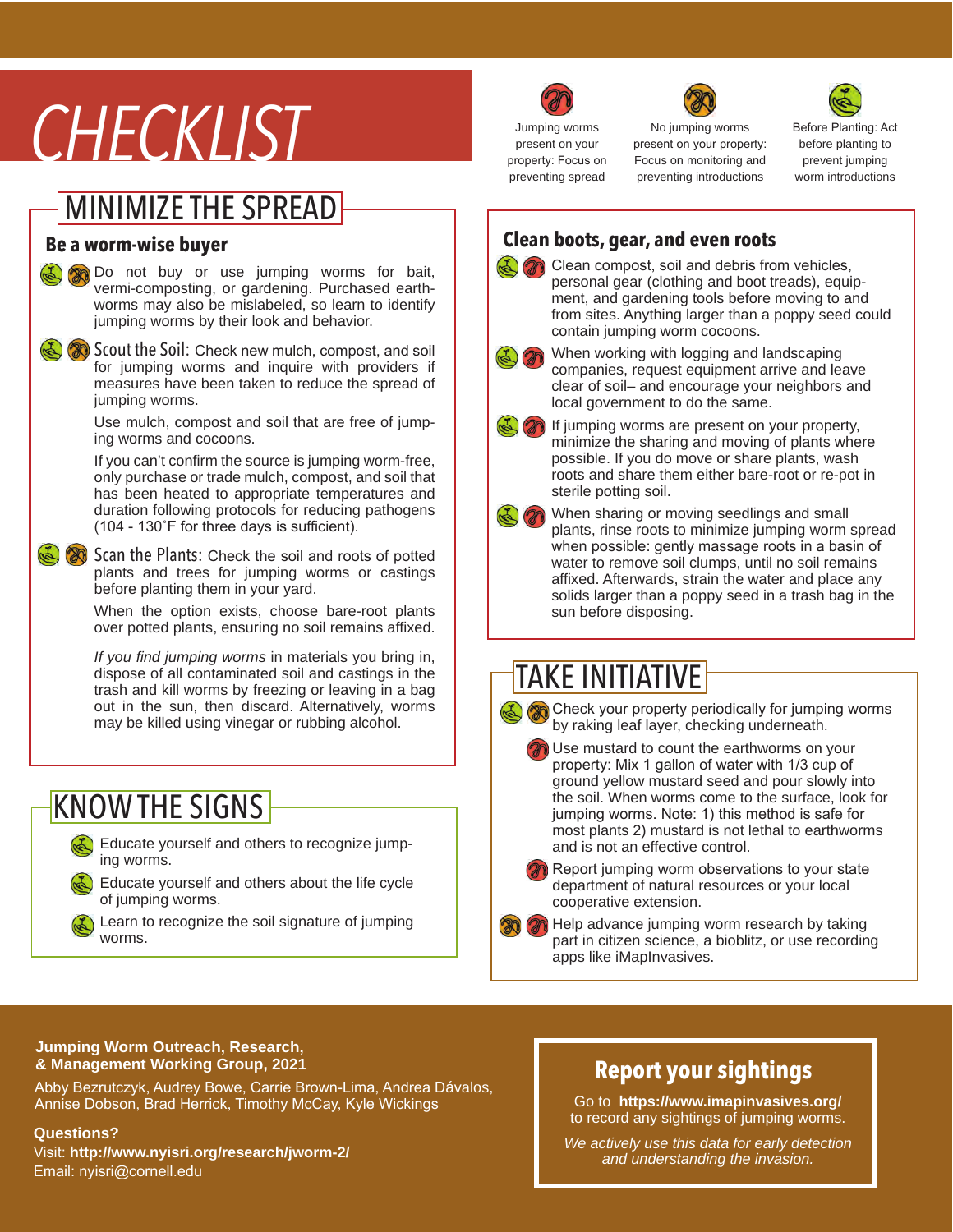# CHECKLIST

Jumping worms present on your property: Focus on preventing spread

No jumping worms present on your property: Focus on monitoring and preventing introductions

Before Planting: Act before planting to prevent jumping worm introductions

## MINIMIZE THE SPREAD

### Be a worm-wise buyer

- Do not buy or use jumping worms for bait, vermi-composting, or gardening. Purchased earthworms may also be mislabeled, so learn to identify jumping worms by their look and behavior.
- Scout the Soil: Check new mulch, compost, and soil for jumping worms and inquire with providers if measures have been taken to reduce the spread of jumping worms.

  Use mulch, compost and soil that are free of jumping worms and cocoons.

  If you can't confirm the source is jumping worm-free, only purchase or trade mulch, compost, and soil that has been heated to appropriate temperatures and duration following protocols for reducing pathogens (104 - 130˚F for three days is sufficient).
- Scan the Plants: Check the soil and roots of potted plants and trees for jumping worms or castings before planting them in your yard.

  When the option exists, choose bare-root plants over potted plants, ensuring no soil remains affixed.

  *If you find jumping worms* in materials you bring in, dispose of all contaminated soil and castings in the trash and kill worms by freezing or leaving in a bag out in the sun, then discard. Alternatively, worms may be killed using vinegar or rubbing alcohol.

### Clean boots, gear, and even roots

- Clean compost, soil and debris from vehicles, personal gear (clothing and boot treads), equipment, and gardening tools before moving to and from sites. Anything larger than a poppy seed could contain jumping worm cocoons.
- When working with logging and landscaping companies, request equipment arrive and leave clear of soil– and encourage your neighbors and local government to do the same.
- If jumping worms are present on your property, minimize the sharing and moving of plants where possible. If you do move or share plants, wash roots and share them either bare-root or re-pot in sterile potting soil.
- When sharing or moving seedlings and small plants, rinse roots to minimize jumping worm spread when possible: gently massage roots in a basin of water to remove soil clumps, until no soil remains affixed. Afterwards, strain the water and place any solids larger than a poppy seed in a trash bag in the sun before disposing.

## KNOW THE SIGNS

- Educate yourself and others to recognize jumping worms.
- Educate yourself and others about the life cycle of jumping worms.
- Learn to recognize the soil signature of jumping worms.

## TAKE INITIATIVE

- Check your property periodically for jumping worms by raking leaf layer, checking underneath.
- Use mustard to count the earthworms on your property: Mix 1 gallon of water with 1/3 cup of ground yellow mustard seed and pour slowly into the soil. When worms come to the surface, look for jumping worms. Note: 1) this method is safe for most plants 2) mustard is not lethal to earthworms and is not an effective control.
- Report jumping worm observations to your state department of natural resources or your local cooperative extension.
- Help advance jumping worm research by taking part in citizen science, a bioblitz, or use recording apps like iMapInvasives.

**Jumping Worm Outreach, Research, & Management Working Group, 2021**

Abby Bezrutczyk, Audrey Bowe, Carrie Brown-Lima, Andrea Dávalos, Annise Dobson, Brad Herrick, Timothy McCay, Kyle Wickings

**Questions?**
Visit: **http://www.nyisri.org/research/jworm-2/**
Email: nyisri@cornell.edu

## Report your sightings

Go to **https://www.imapinvasives.org/** to record any sightings of jumping worms.

*We actively use this data for early detection and understanding the invasion.*